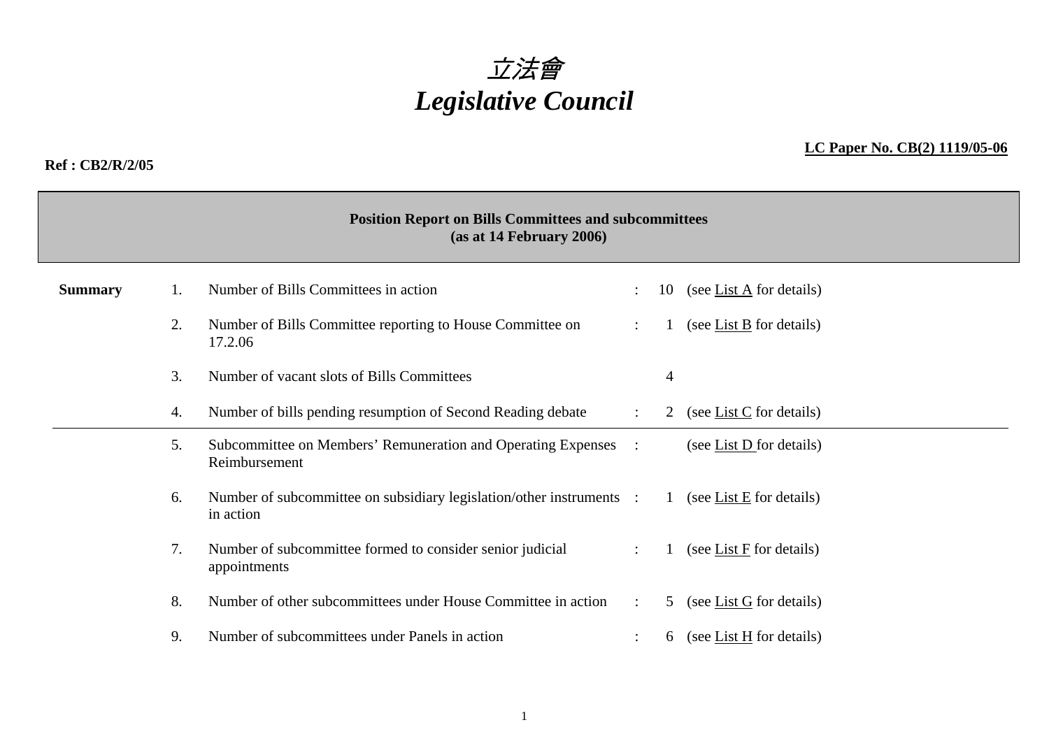# *立法會*
# *Legislative Council*

**LC Paper No. CB(2) 1119/05-06**

**Ref : CB2/R/2/05**

**Position Report on Bills Committees and subcommittees**
**(as at 14 February 2006)**

| **Summary** | | | | | |
|---|---|---|---|---|---|
| | 1. | Number of Bills Committees in action | : | 10 | (see List A for details) |
| | 2. | Number of Bills Committee reporting to House Committee on 17.2.06 | : | 1 | (see List B for details) |
| | 3. | Number of vacant slots of Bills Committees | | 4 | |
| | 4. | Number of bills pending resumption of Second Reading debate | : | 2 | (see List C for details) |
| | 5. | Subcommittee on Members' Remuneration and Operating Expenses Reimbursement | : | | (see List D for details) |
| | 6. | Number of subcommittee on subsidiary legislation/other instruments in action | : | 1 | (see List E for details) |
| | 7. | Number of subcommittee formed to consider senior judicial appointments | : | 1 | (see List F for details) |
| | 8. | Number of other subcommittees under House Committee in action | : | 5 | (see List G for details) |
| | 9. | Number of subcommittees under Panels in action | : | 6 | (see List H for details) |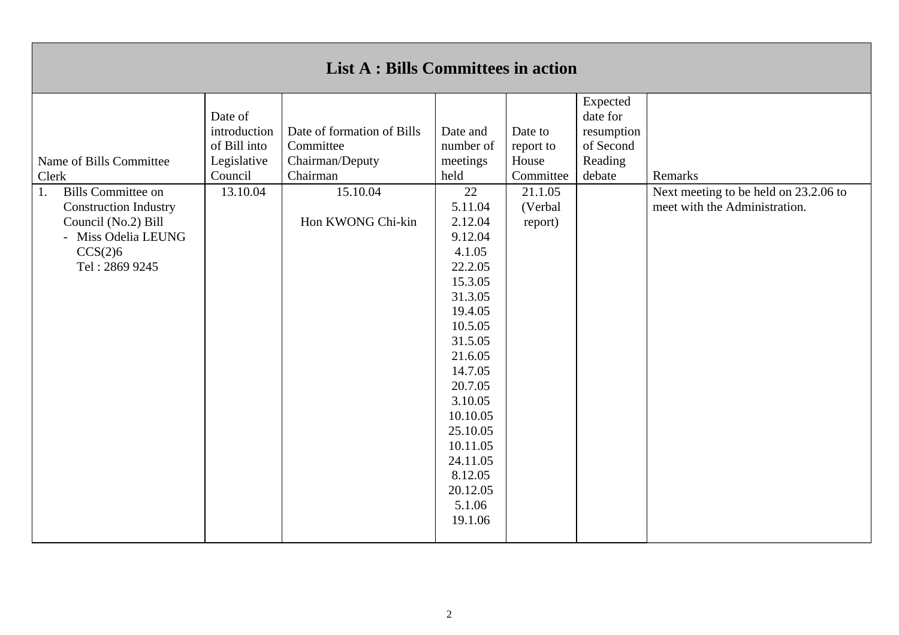# List A : Bills Committees in action

| Name of Bills Committee<br>Clerk | Date of introduction of Bill into Legislative Council | Date of formation of Bills Committee<br>Chairman/Deputy Chairman | Date and number of meetings held | Date to report to House Committee | Expected date for resumption of Second Reading debate | Remarks |
|---|---|---|---|---|---|---|
| 1. Bills Committee on Construction Industry Council (No.2) Bill<br>- Miss Odelia LEUNG<br>CCS(2)6<br>Tel : 2869 9245 | 13.10.04 | 15.10.04<br><br>Hon KWONG Chi-kin | 22<br>5.11.04<br>2.12.04<br>9.12.04<br>4.1.05<br>22.2.05<br>15.3.05<br>31.3.05<br>19.4.05<br>10.5.05<br>31.5.05<br>21.6.05<br>14.7.05<br>20.7.05<br>3.10.05<br>10.10.05<br>25.10.05<br>10.11.05<br>24.11.05<br>8.12.05<br>20.12.05<br>5.1.06<br>19.1.06 | 21.1.05<br>(Verbal report) | | Next meeting to be held on 23.2.06 to meet with the Administration. |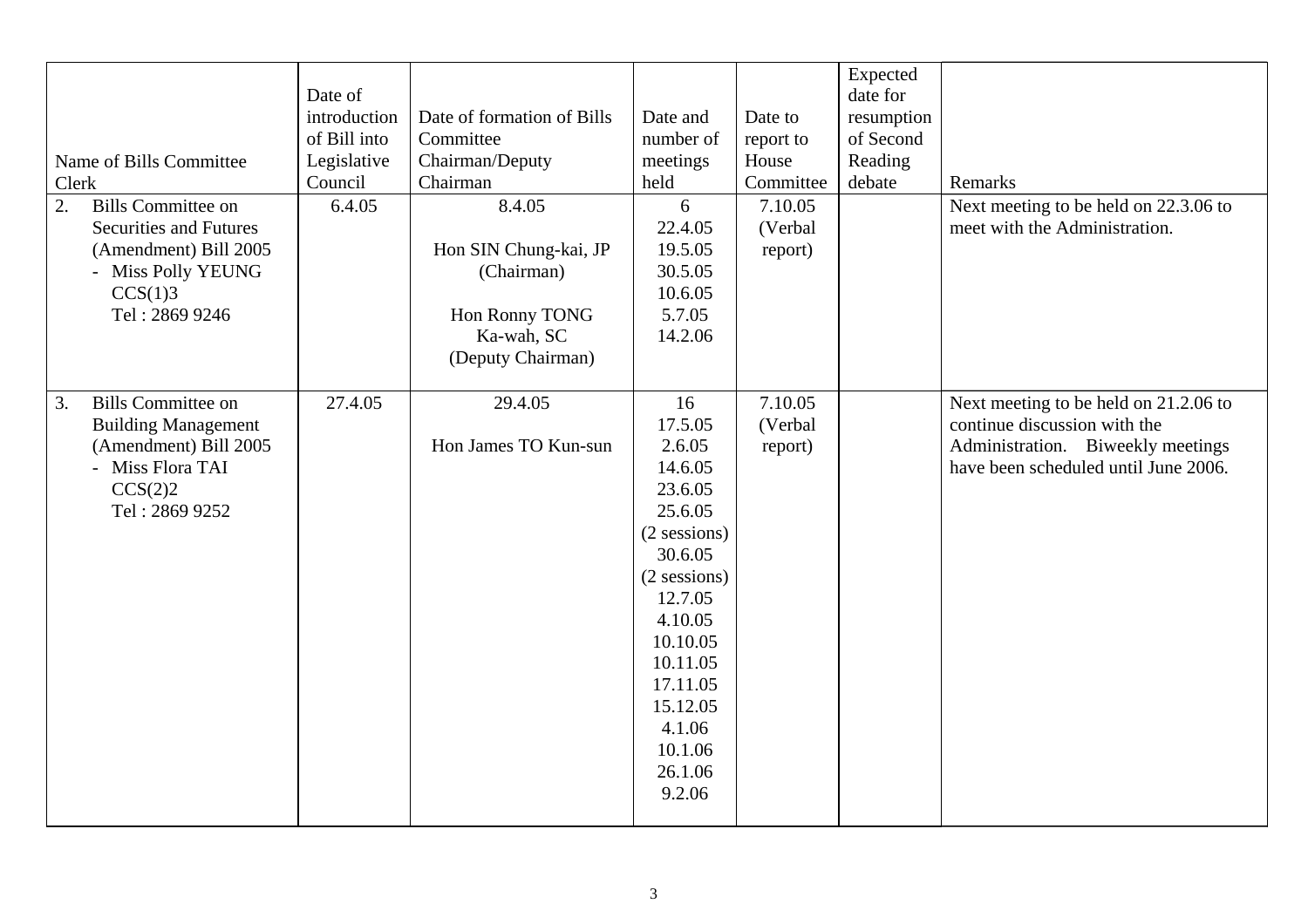| Name of Bills Committee Clerk | Date of introduction of Bill into Legislative Council | Date of formation of Bills Committee Chairman/Deputy Chairman | Date and number of meetings held | Date to report to House Committee | Expected date for resumption of Second Reading debate | Remarks |
|---|---|---|---|---|---|---|
| 2. Bills Committee on Securities and Futures (Amendment) Bill 2005<br>- Miss Polly YEUNG CCS(1)3<br>Tel : 2869 9246 | 6.4.05 | 8.4.05<br><br>Hon SIN Chung-kai, JP (Chairman)<br><br>Hon Ronny TONG Ka-wah, SC (Deputy Chairman) | 6<br>22.4.05<br>19.5.05<br>30.5.05<br>10.6.05<br>5.7.05<br>14.2.06 | 7.10.05 (Verbal report) | | Next meeting to be held on 22.3.06 to meet with the Administration. |
| 3. Bills Committee on Building Management (Amendment) Bill 2005<br>- Miss Flora TAI CCS(2)2<br>Tel : 2869 9252 | 27.4.05 | 29.4.05<br><br>Hon James TO Kun-sun | 16<br>17.5.05<br>2.6.05<br>14.6.05<br>23.6.05<br>25.6.05 (2 sessions)<br>30.6.05 (2 sessions)<br>12.7.05<br>4.10.05<br>10.10.05<br>10.11.05<br>17.11.05<br>15.12.05<br>4.1.06<br>10.1.06<br>26.1.06<br>9.2.06 | 7.10.05 (Verbal report) | | Next meeting to be held on 21.2.06 to continue discussion with the Administration. Biweekly meetings have been scheduled until June 2006. |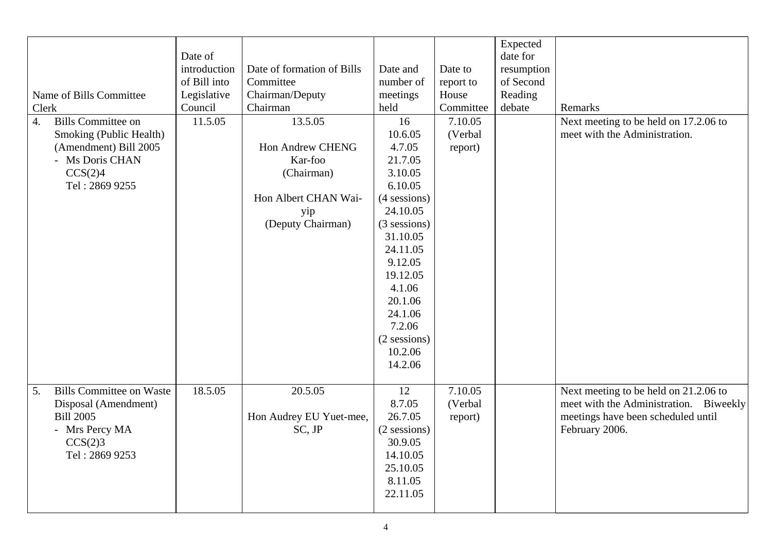| Name of Bills Committee<br>Clerk | Date of introduction of Bill into Legislative Council | Date of formation of Bills Committee<br>Chairman/Deputy Chairman | Date and number of meetings held | Date to report to House Committee | Expected date for resumption of Second Reading debate | Remarks |
|---|---|---|---|---|---|---|
| 4. Bills Committee on Smoking (Public Health) (Amendment) Bill 2005<br>- Ms Doris CHAN<br>CCS(2)4<br>Tel : 2869 9255 | 11.5.05 | 13.5.05<br><br>Hon Andrew CHENG Kar-foo<br>(Chairman)<br><br>Hon Albert CHAN Wai-yip<br>(Deputy Chairman) | 16<br>10.6.05<br>4.7.05<br>21.7.05<br>3.10.05<br>6.10.05<br>(4 sessions)<br>24.10.05<br>(3 sessions)<br>31.10.05<br>24.11.05<br>9.12.05<br>19.12.05<br>4.1.06<br>20.1.06<br>24.1.06<br>7.2.06<br>(2 sessions)<br>10.2.06<br>14.2.06 | 7.10.05<br>(Verbal report) | | Next meeting to be held on 17.2.06 to meet with the Administration. |
| 5. Bills Committee on Waste Disposal (Amendment) Bill 2005<br>- Mrs Percy MA<br>CCS(2)3<br>Tel : 2869 9253 | 18.5.05 | 20.5.05<br><br>Hon Audrey EU Yuet-mee, SC, JP | 12<br>8.7.05<br>26.7.05<br>(2 sessions)<br>30.9.05<br>14.10.05<br>25.10.05<br>8.11.05<br>22.11.05 | 7.10.05<br>(Verbal report) | | Next meeting to be held on 21.2.06 to meet with the Administration. Biweekly meetings have been scheduled until February 2006. |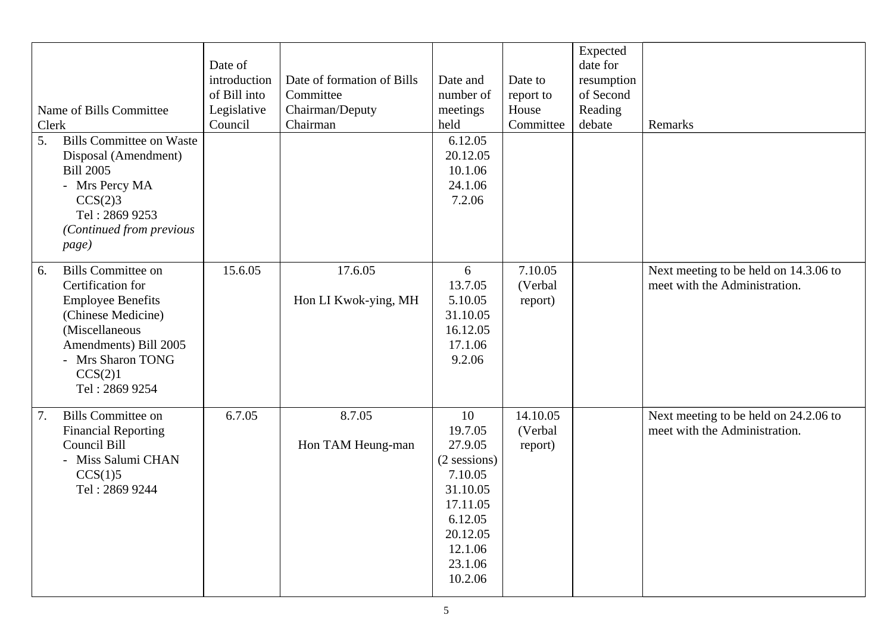| Name of Bills Committee<br>Clerk | Date of introduction of Bill into Legislative Council | Date of formation of Bills Committee<br>Chairman/Deputy Chairman | Date and number of meetings held | Date to report to House Committee | Expected date for resumption of Second Reading debate | Remarks |
|---|---|---|---|---|---|---|
| 5. Bills Committee on Waste Disposal (Amendment) Bill 2005<br>- Mrs Percy MA<br>CCS(2)3<br>Tel : 2869 9253<br>*(Continued from previous page)* | | | 6.12.05<br>20.12.05<br>10.1.06<br>24.1.06<br>7.2.06 | | | |
| 6. Bills Committee on Certification for Employee Benefits (Chinese Medicine) (Miscellaneous Amendments) Bill 2005<br>- Mrs Sharon TONG<br>CCS(2)1<br>Tel : 2869 9254 | 15.6.05 | 17.6.05<br><br>Hon LI Kwok-ying, MH | 6<br>13.7.05<br>5.10.05<br>31.10.05<br>16.12.05<br>17.1.06<br>9.2.06 | 7.10.05<br>(Verbal report) | | Next meeting to be held on 14.3.06 to meet with the Administration. |
| 7. Bills Committee on Financial Reporting Council Bill<br>- Miss Salumi CHAN<br>CCS(1)5<br>Tel : 2869 9244 | 6.7.05 | 8.7.05<br><br>Hon TAM Heung-man | 10<br>19.7.05<br>27.9.05<br>(2 sessions)<br>7.10.05<br>31.10.05<br>17.11.05<br>6.12.05<br>20.12.05<br>12.1.06<br>23.1.06<br>10.2.06 | 14.10.05<br>(Verbal report) | | Next meeting to be held on 24.2.06 to meet with the Administration. |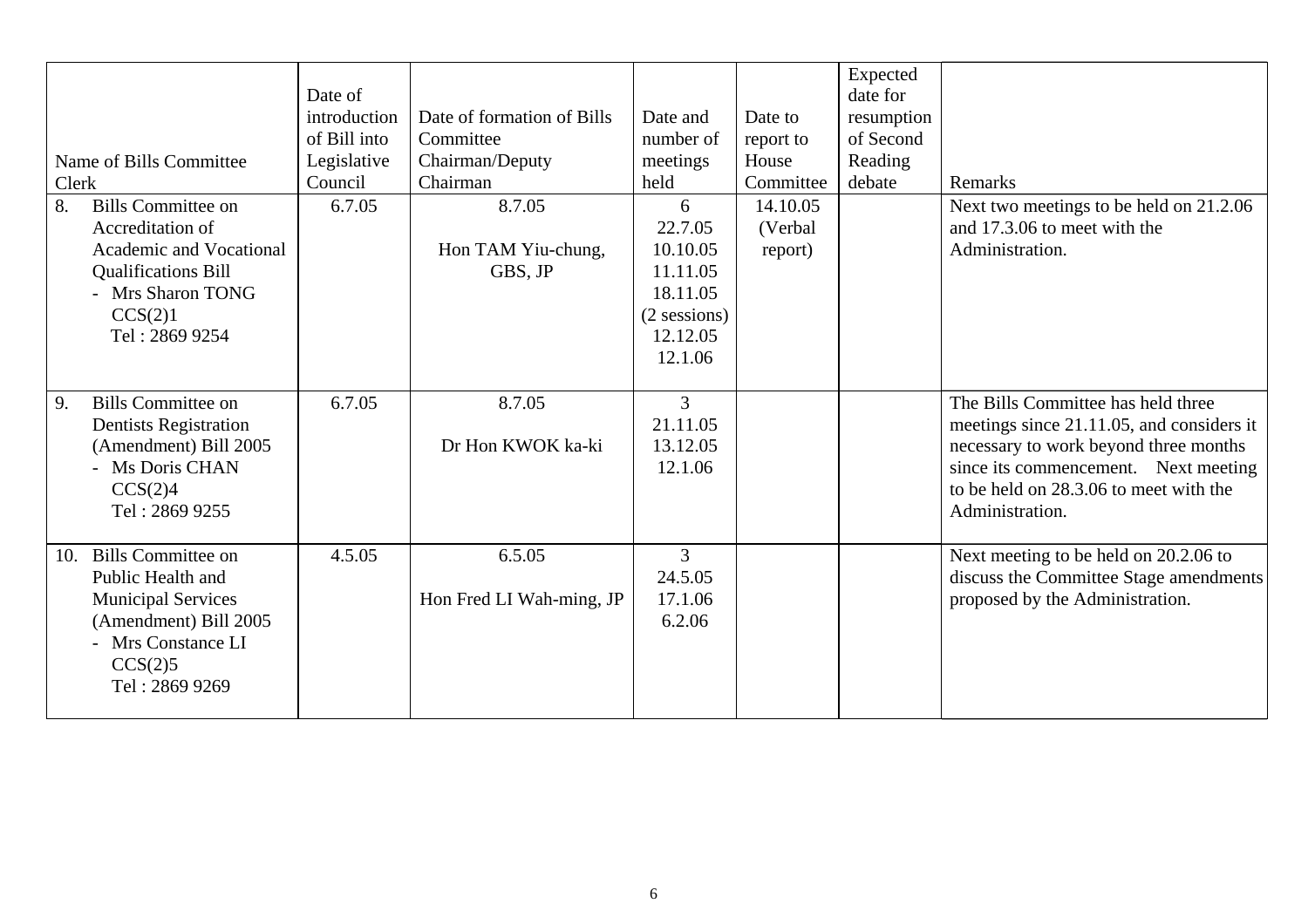| Name of Bills Committee Clerk | Date of introduction of Bill into Legislative Council | Date of formation of Bills Committee Chairman/Deputy Chairman | Date and number of meetings held | Date to report to House Committee | Expected date for resumption of Second Reading debate | Remarks |
|---|---|---|---|---|---|---|
| 8. Bills Committee on Accreditation of Academic and Vocational Qualifications Bill<br>- Mrs Sharon TONG<br>CCS(2)1<br>Tel : 2869 9254 | 6.7.05 | 8.7.05<br><br>Hon TAM Yiu-chung, GBS, JP | 6<br>22.7.05<br>10.10.05<br>11.11.05<br>18.11.05<br>(2 sessions)<br>12.12.05<br>12.1.06 | 14.10.05<br>(Verbal report) | | Next two meetings to be held on 21.2.06 and 17.3.06 to meet with the Administration. |
| 9. Bills Committee on Dentists Registration (Amendment) Bill 2005<br>- Ms Doris CHAN<br>CCS(2)4<br>Tel : 2869 9255 | 6.7.05 | 8.7.05<br><br>Dr Hon KWOK ka-ki | 3<br>21.11.05<br>13.12.05<br>12.1.06 | | | The Bills Committee has held three meetings since 21.11.05, and considers it necessary to work beyond three months since its commencement. Next meeting to be held on 28.3.06 to meet with the Administration. |
| 10. Bills Committee on Public Health and Municipal Services (Amendment) Bill 2005<br>- Mrs Constance LI<br>CCS(2)5<br>Tel : 2869 9269 | 4.5.05 | 6.5.05<br><br>Hon Fred LI Wah-ming, JP | 3<br>24.5.05<br>17.1.06<br>6.2.06 | | | Next meeting to be held on 20.2.06 to discuss the Committee Stage amendments proposed by the Administration. |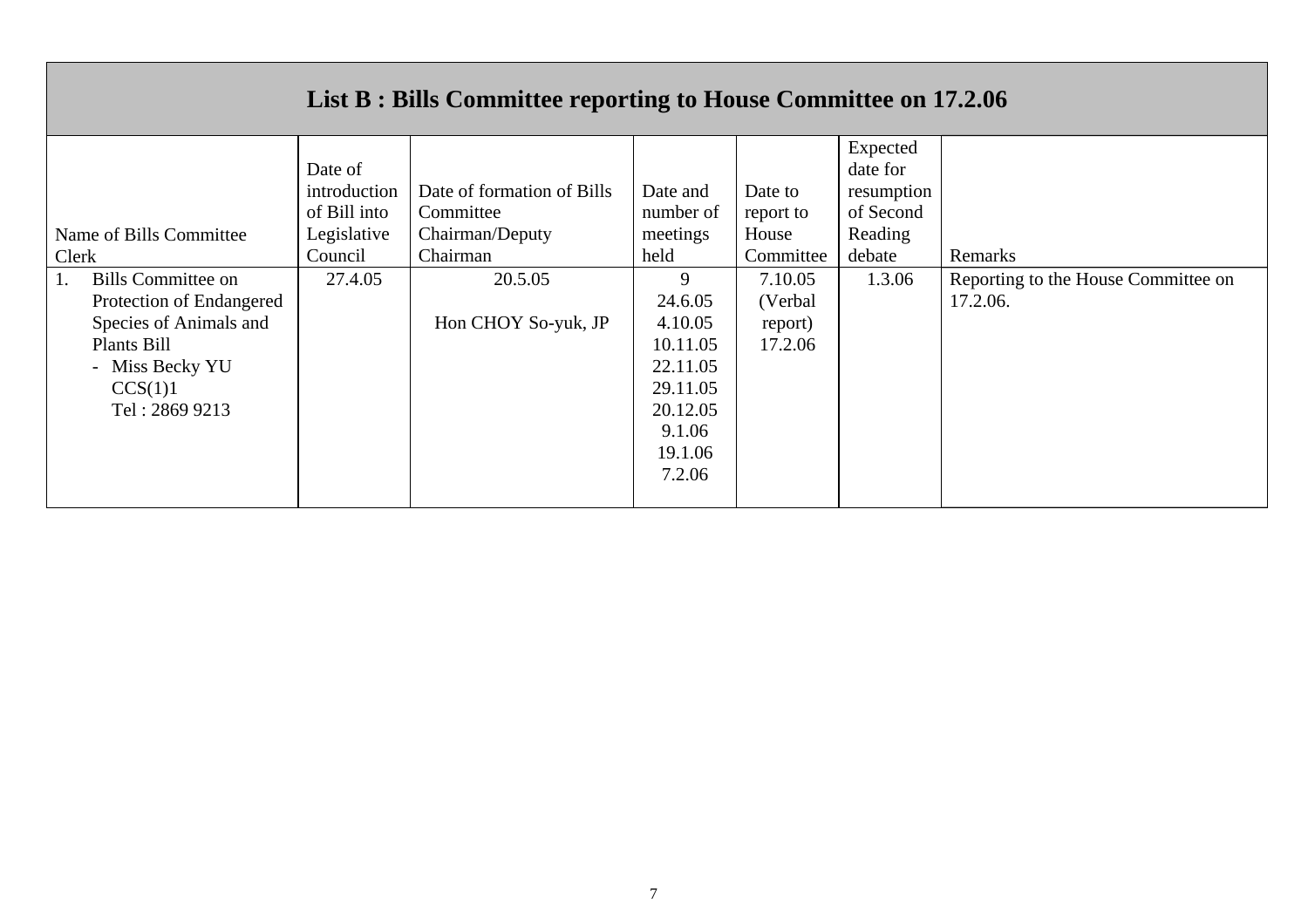## List B : Bills Committee reporting to House Committee on 17.2.06

| Name of Bills Committee<br>Clerk | Date of introduction of Bill into Legislative Council | Date of formation of Bills Committee<br>Chairman/Deputy Chairman | Date and number of meetings held | Date to report to House Committee | Expected date for resumption of Second Reading debate | Remarks |
|---|---|---|---|---|---|---|
| 1. Bills Committee on Protection of Endangered Species of Animals and Plants Bill<br>- Miss Becky YU<br>CCS(1)1<br>Tel : 2869 9213 | 27.4.05 | 20.5.05<br><br>Hon CHOY So-yuk, JP | 9<br>24.6.05<br>4.10.05<br>10.11.05<br>22.11.05<br>29.11.05<br>20.12.05<br>9.1.06<br>19.1.06<br>7.2.06 | 7.10.05<br>(Verbal report)<br>17.2.06 | 1.3.06 | Reporting to the House Committee on 17.2.06. |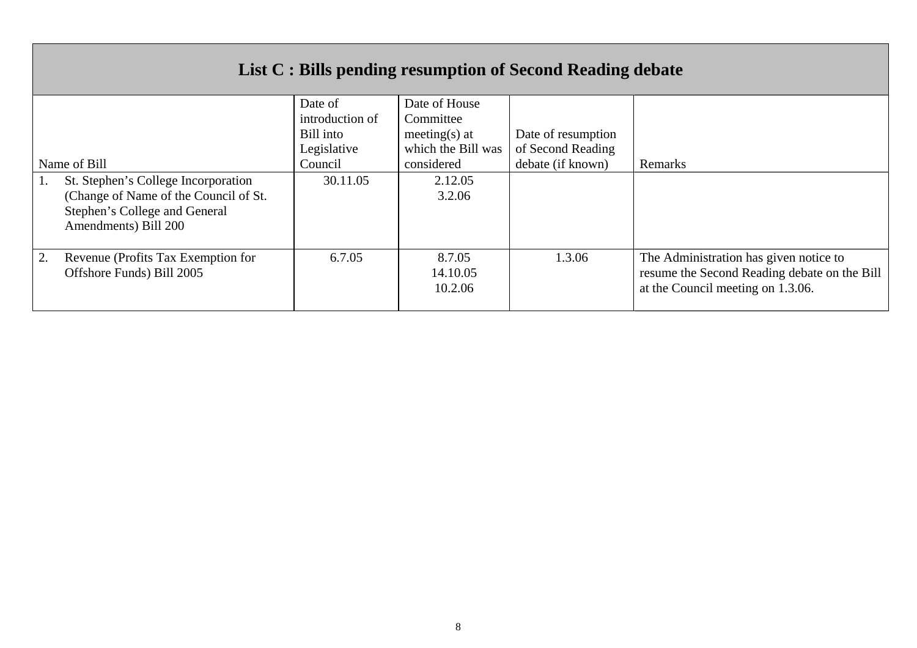## List C : Bills pending resumption of Second Reading debate

| Name of Bill | Date of introduction of Bill into Legislative Council | Date of House Committee meeting(s) at which the Bill was considered | Date of resumption of Second Reading debate (if known) | Remarks |
|---|---|---|---|---|
| 1. St. Stephen's College Incorporation (Change of Name of the Council of St. Stephen's College and General Amendments) Bill 200 | 30.11.05 | 2.12.05<br>3.2.06 | | |
| 2. Revenue (Profits Tax Exemption for Offshore Funds) Bill 2005 | 6.7.05 | 8.7.05<br>14.10.05<br>10.2.06 | 1.3.06 | The Administration has given notice to resume the Second Reading debate on the Bill at the Council meeting on 1.3.06. |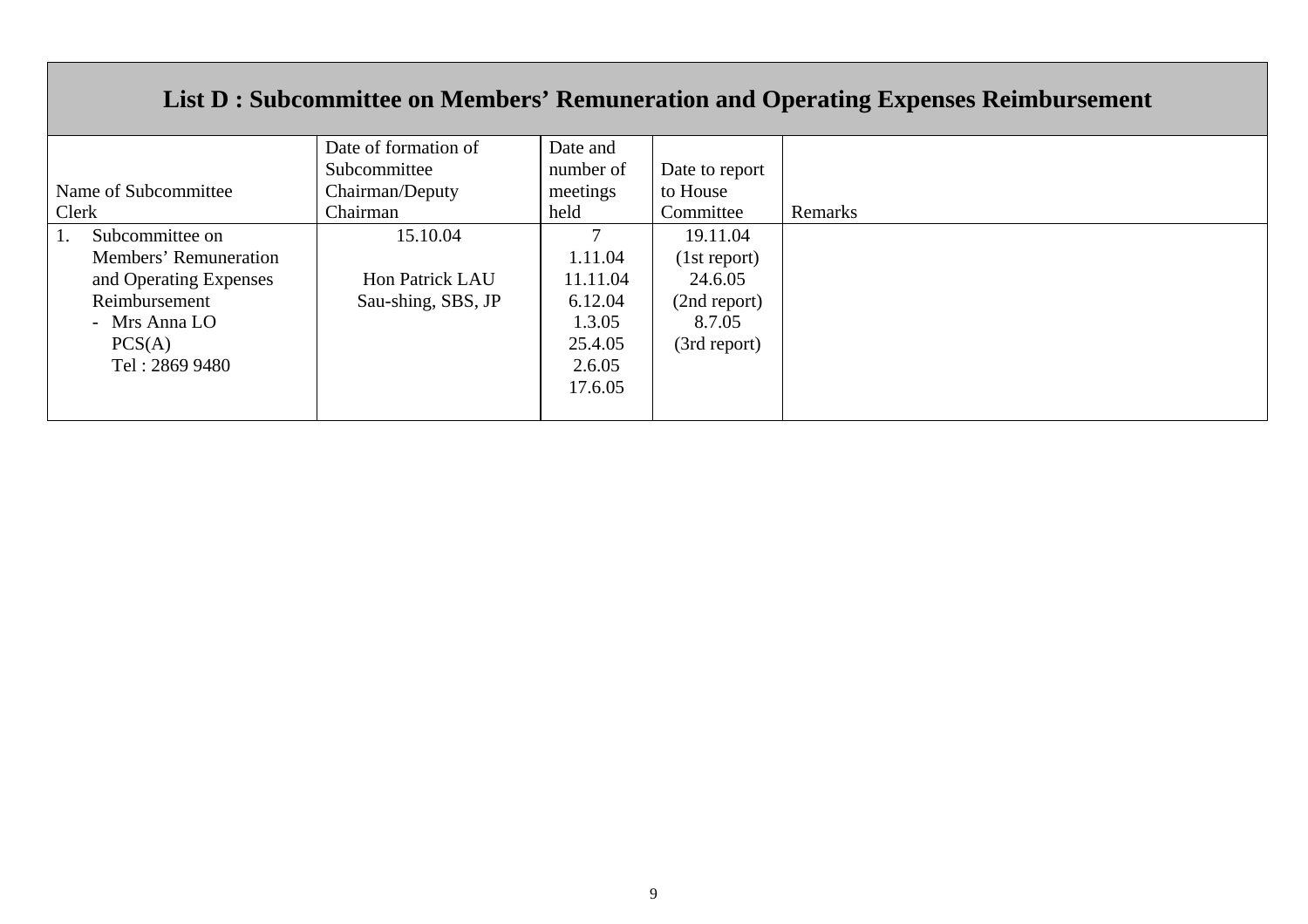## List D : Subcommittee on Members' Remuneration and Operating Expenses Reimbursement

| Name of Subcommittee<br>Clerk | Date of formation of Subcommittee<br>Chairman/Deputy Chairman | Date and number of meetings held | Date to report to House Committee | Remarks |
|---|---|---|---|---|
| 1. Subcommittee on Members' Remuneration and Operating Expenses Reimbursement<br>- Mrs Anna LO<br>PCS(A)<br>Tel : 2869 9480 | 15.10.04<br><br>Hon Patrick LAU Sau-shing, SBS, JP | 7<br>1.11.04<br>11.11.04<br>6.12.04<br>1.3.05<br>25.4.05<br>2.6.05<br>17.6.05 | 19.11.04<br>(1st report)<br>24.6.05<br>(2nd report)<br>8.7.05<br>(3rd report) | |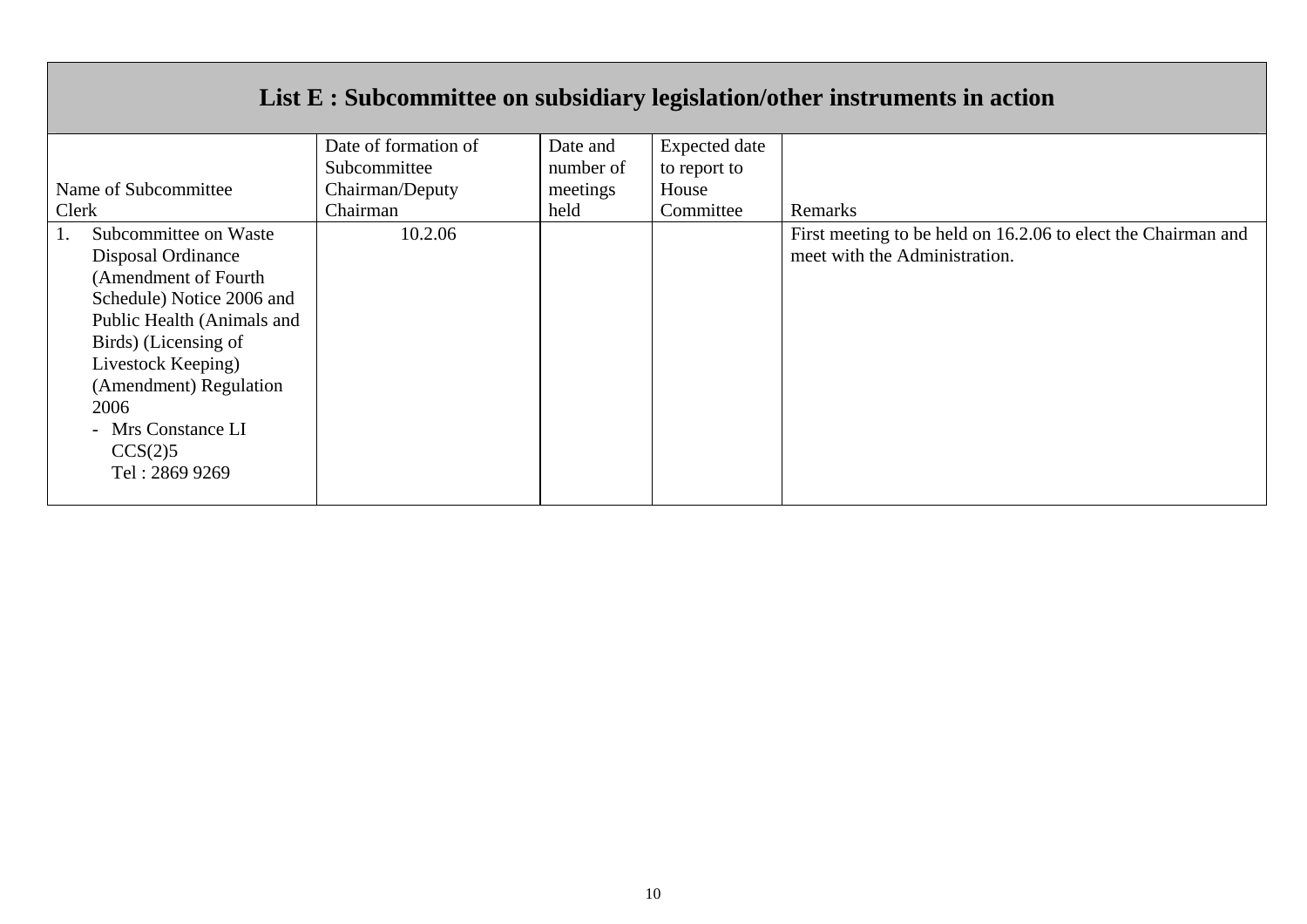## List E : Subcommittee on subsidiary legislation/other instruments in action

| Name of Subcommittee<br>Clerk | Date of formation of Subcommittee<br>Chairman/Deputy Chairman | Date and number of meetings held | Expected date to report to House Committee | Remarks |
|---|---|---|---|---|
| 1. Subcommittee on Waste Disposal Ordinance (Amendment of Fourth Schedule) Notice 2006 and Public Health (Animals and Birds) (Licensing of Livestock Keeping) (Amendment) Regulation 2006<br>- Mrs Constance LI<br>CCS(2)5<br>Tel : 2869 9269 | 10.2.06 | | | First meeting to be held on 16.2.06 to elect the Chairman and meet with the Administration. |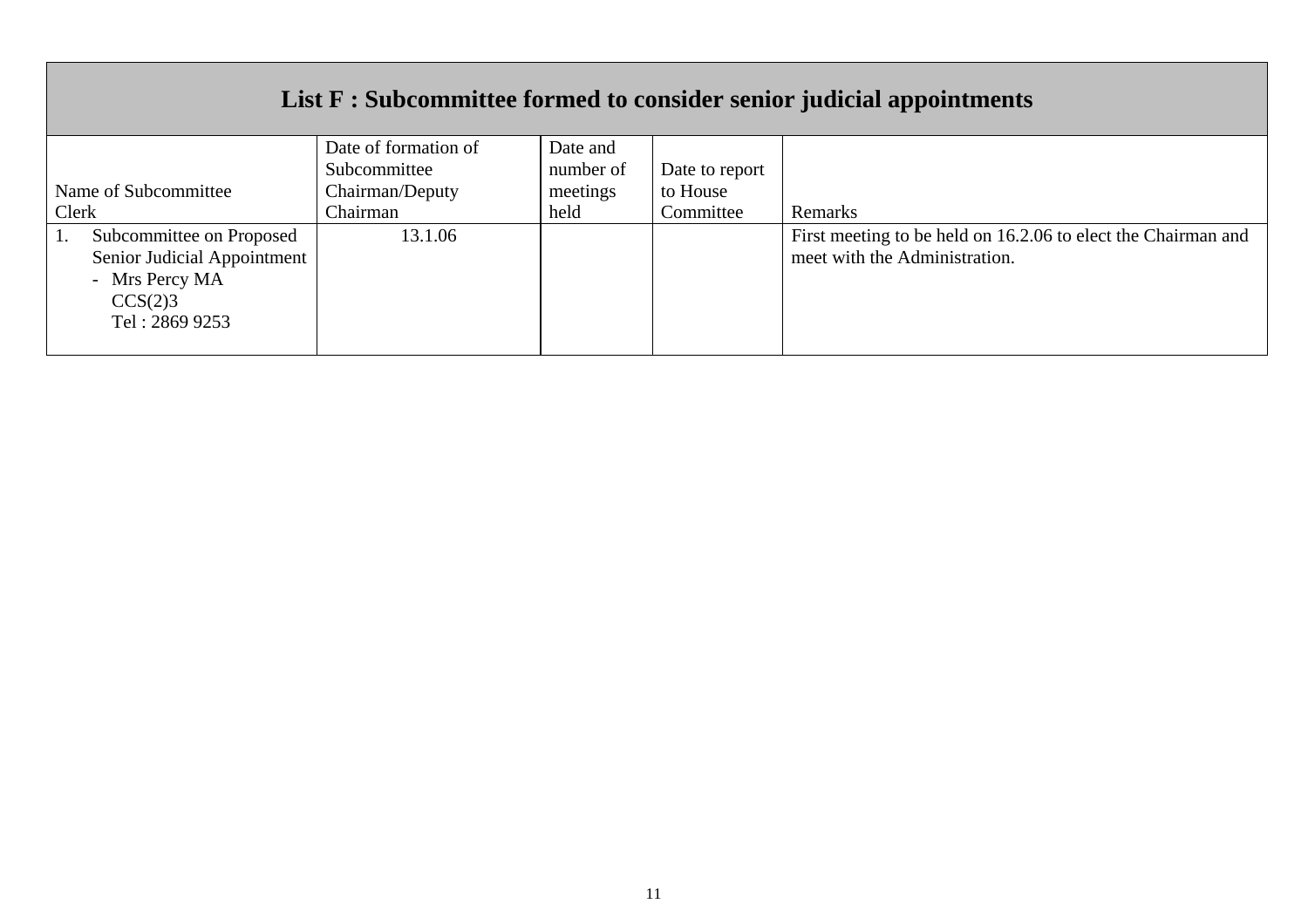## List F : Subcommittee formed to consider senior judicial appointments

| Name of Subcommittee<br>Clerk | Date of formation of Subcommittee<br>Chairman/Deputy Chairman | Date and number of meetings held | Date to report to House Committee | Remarks |
|---|---|---|---|---|
| 1. Subcommittee on Proposed Senior Judicial Appointment<br>- Mrs Percy MA<br>CCS(2)3<br>Tel : 2869 9253 | 13.1.06 | | | First meeting to be held on 16.2.06 to elect the Chairman and meet with the Administration. |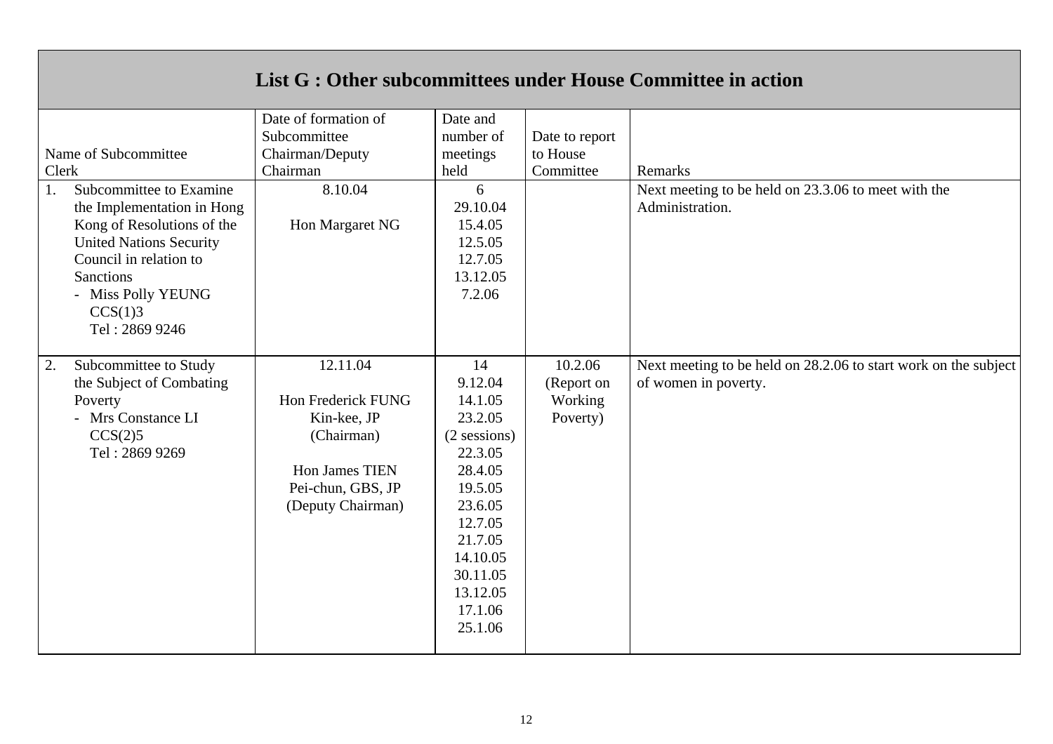## List G : Other subcommittees under House Committee in action

| Name of Subcommittee<br>Clerk | Date of formation of Subcommittee<br>Chairman/Deputy Chairman | Date and number of meetings held | Date to report to House Committee | Remarks |
|---|---|---|---|---|
| 1. Subcommittee to Examine the Implementation in Hong Kong of Resolutions of the United Nations Security Council in relation to Sanctions<br>- Miss Polly YEUNG<br>CCS(1)3<br>Tel : 2869 9246 | 8.10.04<br><br>Hon Margaret NG | 6<br>29.10.04<br>15.4.05<br>12.5.05<br>12.7.05<br>13.12.05<br>7.2.06 | | Next meeting to be held on 23.3.06 to meet with the Administration. |
| 2. Subcommittee to Study the Subject of Combating Poverty<br>- Mrs Constance LI<br>CCS(2)5<br>Tel : 2869 9269 | 12.11.04<br><br>Hon Frederick FUNG Kin-kee, JP (Chairman)<br><br>Hon James TIEN Pei-chun, GBS, JP (Deputy Chairman) | 14<br>9.12.04<br>14.1.05<br>23.2.05<br>(2 sessions)<br>22.3.05<br>28.4.05<br>19.5.05<br>23.6.05<br>12.7.05<br>21.7.05<br>14.10.05<br>30.11.05<br>13.12.05<br>17.1.06<br>25.1.06 | 10.2.06<br>(Report on Working Poverty) | Next meeting to be held on 28.2.06 to start work on the subject of women in poverty. |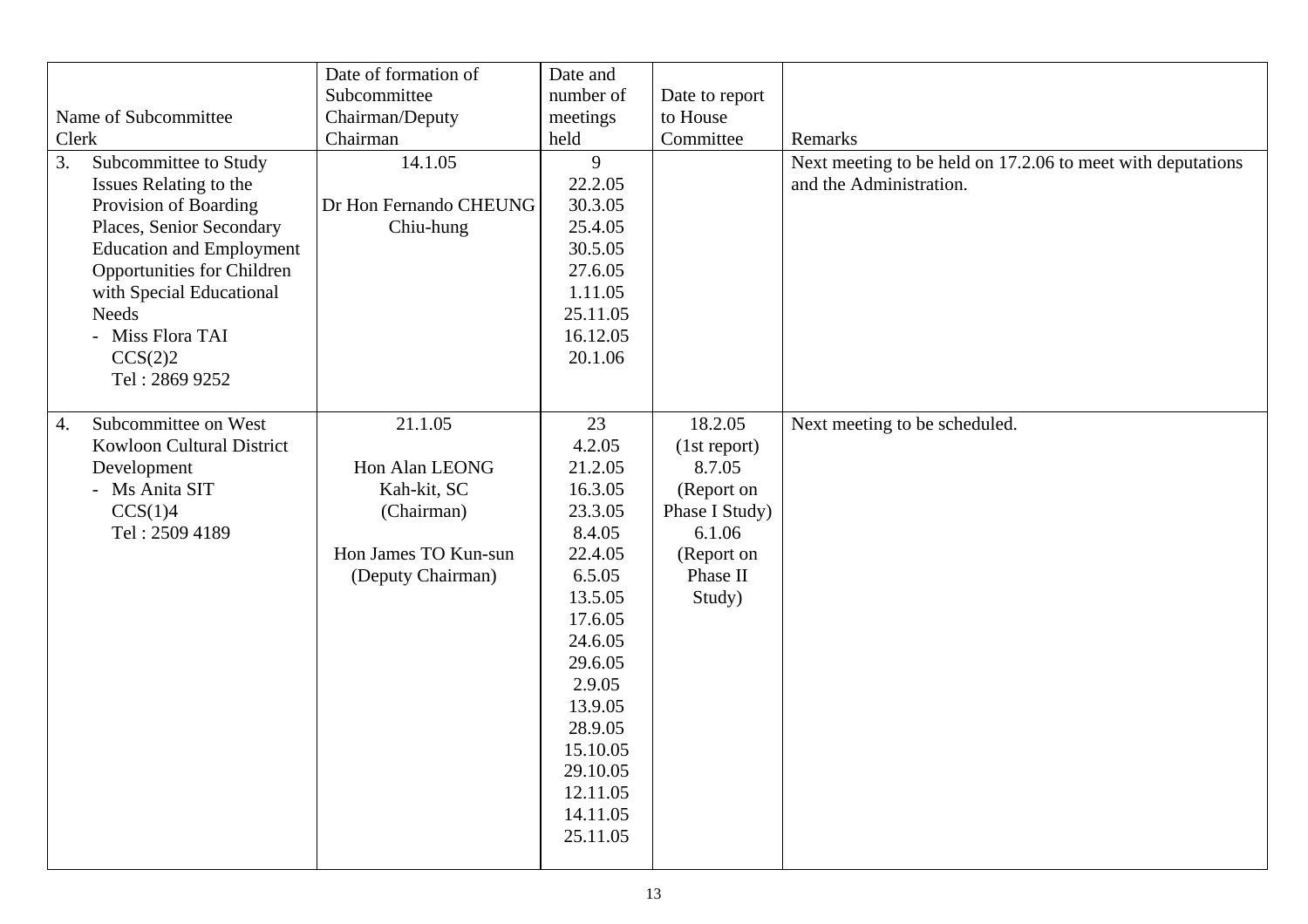| Name of Subcommittee<br>Clerk | Date of formation of Subcommittee<br>Chairman/Deputy Chairman | Date and number of meetings held | Date to report to House Committee | Remarks |
|---|---|---|---|---|
| 3. Subcommittee to Study Issues Relating to the Provision of Boarding Places, Senior Secondary Education and Employment Opportunities for Children with Special Educational Needs<br>- Miss Flora TAI<br>CCS(2)2<br>Tel : 2869 9252 | 14.1.05<br><br>Dr Hon Fernando CHEUNG Chiu-hung | 9<br>22.2.05<br>30.3.05<br>25.4.05<br>30.5.05<br>27.6.05<br>1.11.05<br>25.11.05<br>16.12.05<br>20.1.06 | | Next meeting to be held on 17.2.06 to meet with deputations and the Administration. |
| 4. Subcommittee on West Kowloon Cultural District Development<br>- Ms Anita SIT<br>CCS(1)4<br>Tel : 2509 4189 | 21.1.05<br><br>Hon Alan LEONG Kah-kit, SC<br>(Chairman)<br><br>Hon James TO Kun-sun<br>(Deputy Chairman) | 23<br>4.2.05<br>21.2.05<br>16.3.05<br>23.3.05<br>8.4.05<br>22.4.05<br>6.5.05<br>13.5.05<br>17.6.05<br>24.6.05<br>29.6.05<br>2.9.05<br>13.9.05<br>28.9.05<br>15.10.05<br>29.10.05<br>12.11.05<br>14.11.05<br>25.11.05 | 18.2.05<br>(1st report)<br>8.7.05<br>(Report on Phase I Study)<br>6.1.06<br>(Report on Phase II Study) | Next meeting to be scheduled. |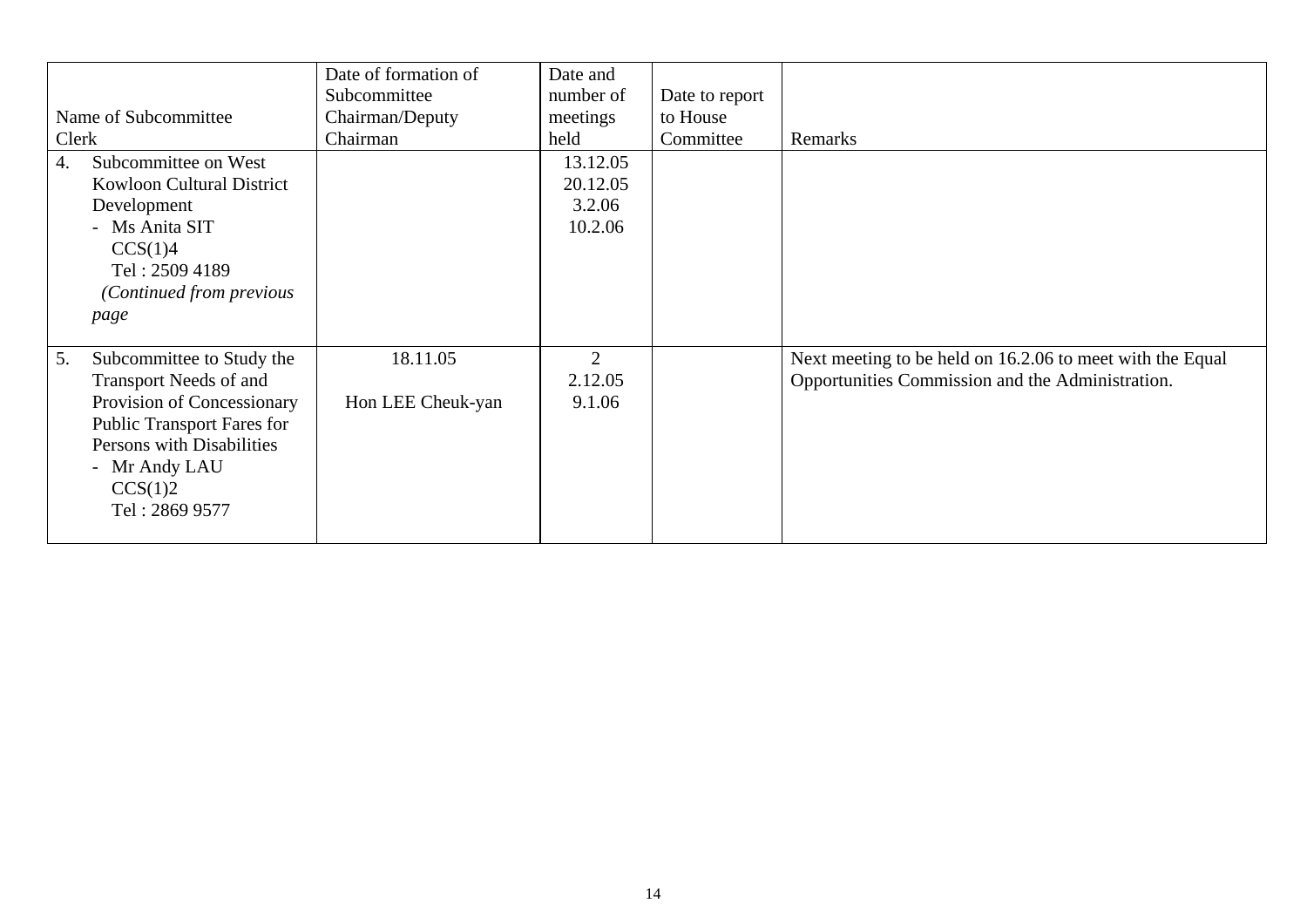| Name of Subcommittee<br>Clerk | Date of formation of Subcommittee<br>Chairman/Deputy Chairman | Date and number of meetings held | Date to report to House Committee | Remarks |
|---|---|---|---|---|
| 4. Subcommittee on West Kowloon Cultural District Development<br>- Ms Anita SIT<br>CCS(1)4<br>Tel : 2509 4189<br>*(Continued from previous page* | | 13.12.05<br>20.12.05<br>3.2.06<br>10.2.06 | | |
| 5. Subcommittee to Study the Transport Needs of and Provision of Concessionary Public Transport Fares for Persons with Disabilities<br>- Mr Andy LAU<br>CCS(1)2<br>Tel : 2869 9577 | 18.11.05<br><br>Hon LEE Cheuk-yan | 2<br>2.12.05<br>9.1.06 | | Next meeting to be held on 16.2.06 to meet with the Equal Opportunities Commission and the Administration. |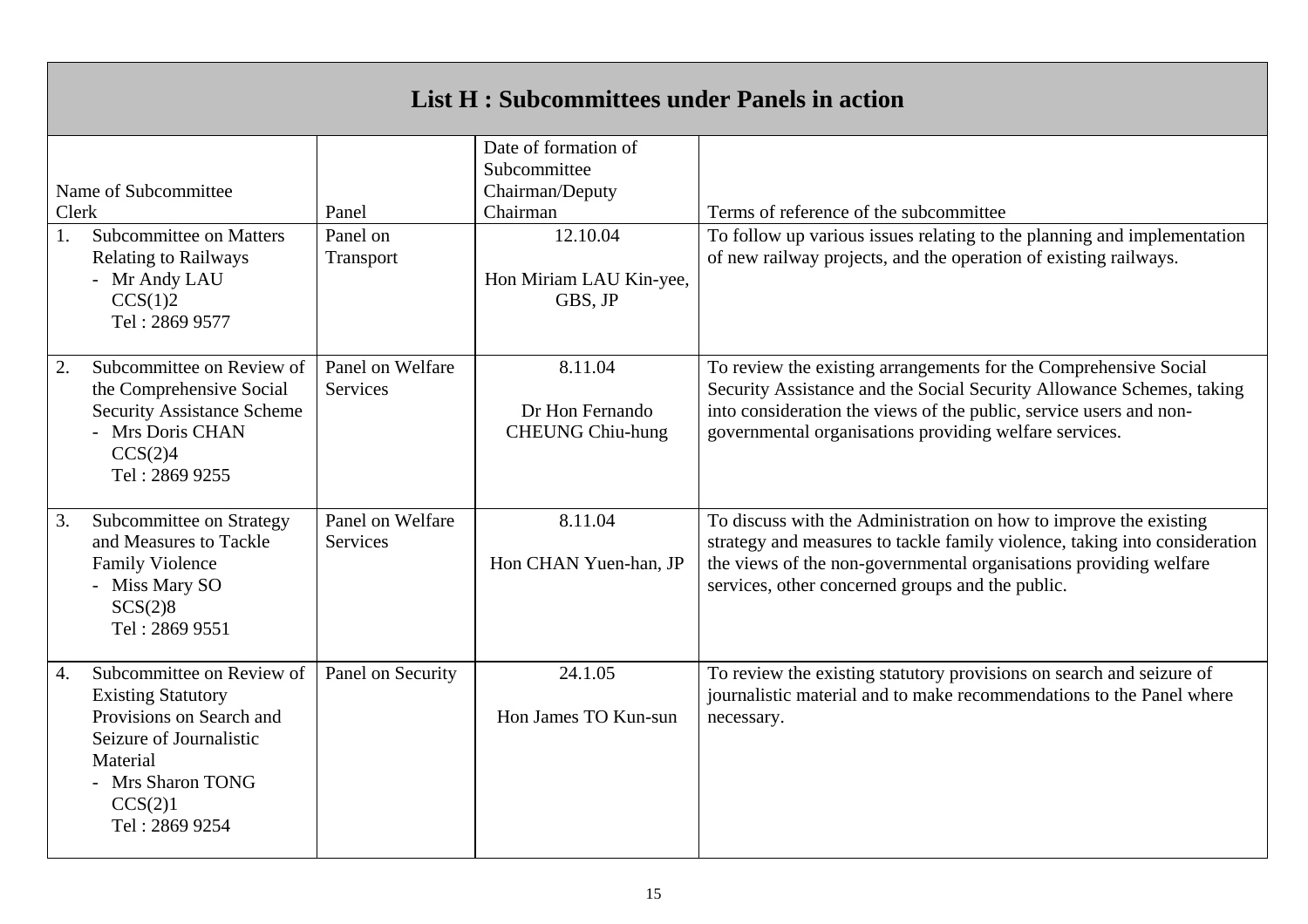## List H : Subcommittees under Panels in action

| Name of Subcommittee<br>Clerk | Panel | Date of formation of Subcommittee<br>Chairman/Deputy Chairman | Terms of reference of the subcommittee |
|---|---|---|---|
| 1. Subcommittee on Matters Relating to Railways<br>- Mr Andy LAU<br>CCS(1)2<br>Tel : 2869 9577 | Panel on Transport | 12.10.04<br><br>Hon Miriam LAU Kin-yee, GBS, JP | To follow up various issues relating to the planning and implementation of new railway projects, and the operation of existing railways. |
| 2. Subcommittee on Review of the Comprehensive Social Security Assistance Scheme<br>- Mrs Doris CHAN<br>CCS(2)4<br>Tel : 2869 9255 | Panel on Welfare Services | 8.11.04<br><br>Dr Hon Fernando CHEUNG Chiu-hung | To review the existing arrangements for the Comprehensive Social Security Assistance and the Social Security Allowance Schemes, taking into consideration the views of the public, service users and non-governmental organisations providing welfare services. |
| 3. Subcommittee on Strategy and Measures to Tackle Family Violence<br>- Miss Mary SO<br>SCS(2)8<br>Tel : 2869 9551 | Panel on Welfare Services | 8.11.04<br><br>Hon CHAN Yuen-han, JP | To discuss with the Administration on how to improve the existing strategy and measures to tackle family violence, taking into consideration the views of the non-governmental organisations providing welfare services, other concerned groups and the public. |
| 4. Subcommittee on Review of Existing Statutory Provisions on Search and Seizure of Journalistic Material<br>- Mrs Sharon TONG<br>CCS(2)1<br>Tel : 2869 9254 | Panel on Security | 24.1.05<br><br>Hon James TO Kun-sun | To review the existing statutory provisions on search and seizure of journalistic material and to make recommendations to the Panel where necessary. |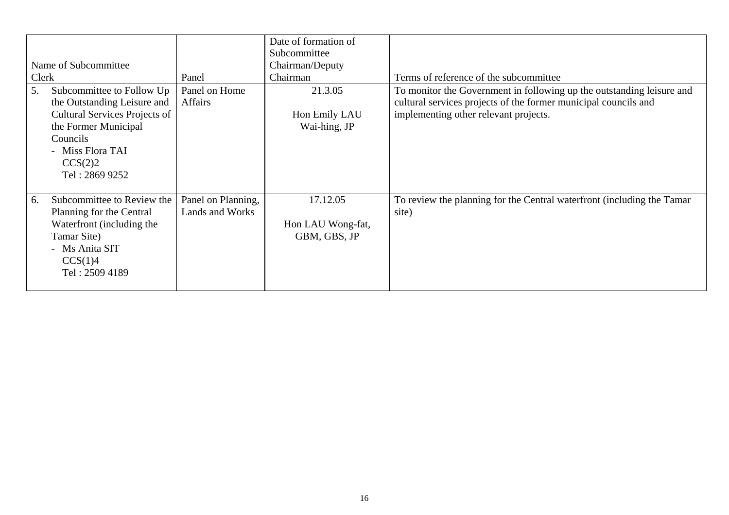| Name of Subcommittee<br>Clerk | Panel | Date of formation of Subcommittee<br>Chairman/Deputy Chairman | Terms of reference of the subcommittee |
|---|---|---|---|
| 5. Subcommittee to Follow Up the Outstanding Leisure and Cultural Services Projects of the Former Municipal Councils<br>- Miss Flora TAI<br>CCS(2)2<br>Tel : 2869 9252 | Panel on Home Affairs | 21.3.05<br><br>Hon Emily LAU Wai-hing, JP | To monitor the Government in following up the outstanding leisure and cultural services projects of the former municipal councils and implementing other relevant projects. |
| 6. Subcommittee to Review the Planning for the Central Waterfront (including the Tamar Site)<br>- Ms Anita SIT<br>CCS(1)4<br>Tel : 2509 4189 | Panel on Planning, Lands and Works | 17.12.05<br><br>Hon LAU Wong-fat, GBM, GBS, JP | To review the planning for the Central waterfront (including the Tamar site) |